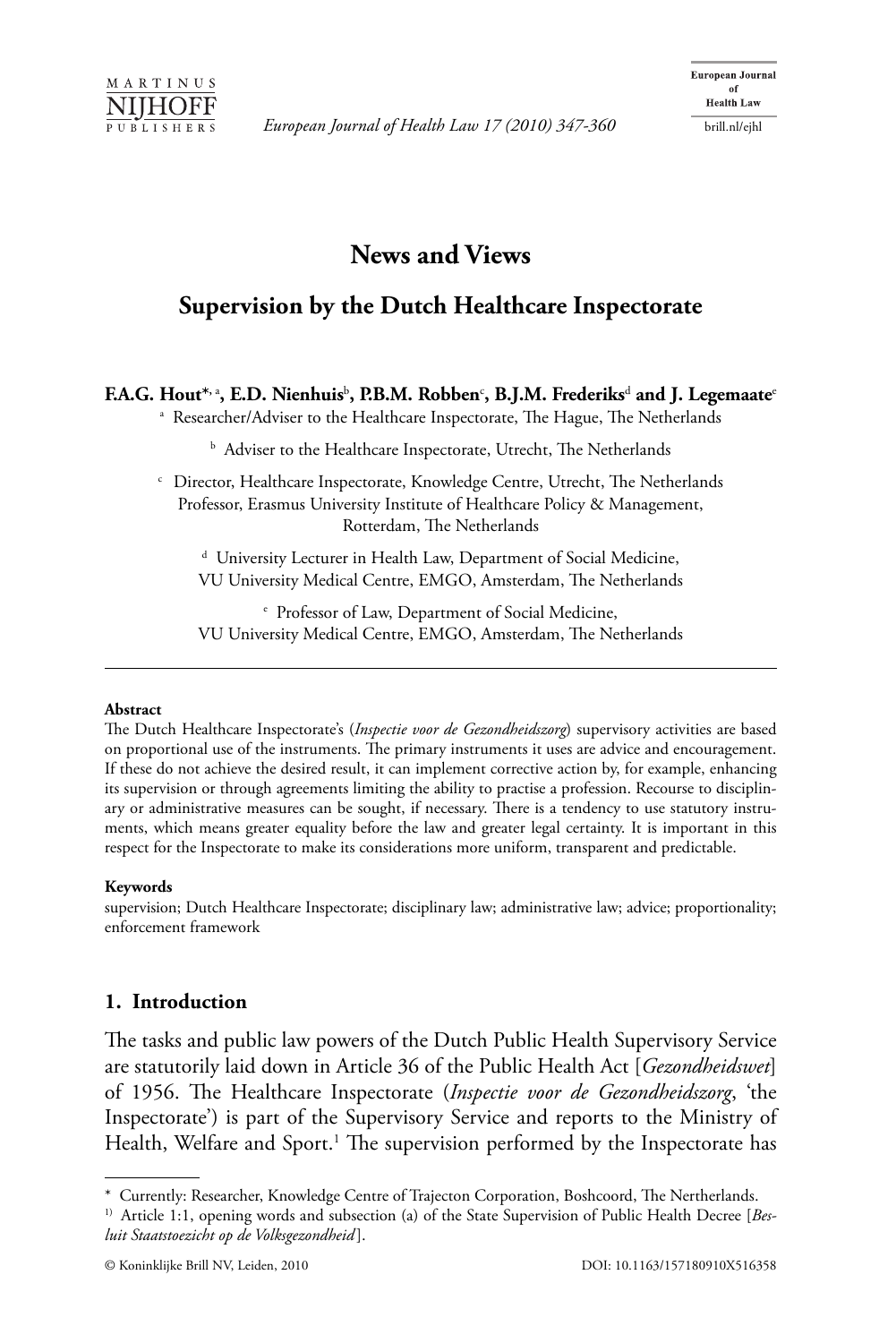# News and Views

## Supervision by the Dutch Healthcare Inspectorate

**F.A.G. Hout[*, a], E.D. Nienhuis[b], P.B.M. Robben[c], B.J.M. Frederiks[d] and J. Legemaate[e]**

[a] Researcher/Adviser to the Healthcare Inspectorate, The Hague, The Netherlands

[b] Adviser to the Healthcare Inspectorate, Utrecht, The Netherlands

[c] Director, Healthcare Inspectorate, Knowledge Centre, Utrecht, The Netherlands
Professor, Erasmus University Institute of Healthcare Policy & Management, Rotterdam, The Netherlands

[d] University Lecturer in Health Law, Department of Social Medicine, VU University Medical Centre, EMGO, Amsterdam, The Netherlands

[e] Professor of Law, Department of Social Medicine, VU University Medical Centre, EMGO, Amsterdam, The Netherlands

---

**Abstract**

The Dutch Healthcare Inspectorate's (*Inspectie voor de Gezondheidszorg*) supervisory activities are based on proportional use of the instruments. The primary instruments it uses are advice and encouragement. If these do not achieve the desired result, it can implement corrective action by, for example, enhancing its supervision or through agreements limiting the ability to practise a profession. Recourse to disciplinary or administrative measures can be sought, if necessary. There is a tendency to use statutory instruments, which means greater equality before the law and greater legal certainty. It is important in this respect for the Inspectorate to make its considerations more uniform, transparent and predictable.

**Keywords**

supervision; Dutch Healthcare Inspectorate; disciplinary law; administrative law; advice; proportionality; enforcement framework

### 1. Introduction

The tasks and public law powers of the Dutch Public Health Supervisory Service are statutorily laid down in Article 36 of the Public Health Act [*Gezondheidswet*] of 1956. The Healthcare Inspectorate (*Inspectie voor de Gezondheidszorg*, 'the Inspectorate') is part of the Supervisory Service and reports to the Ministry of Health, Welfare and Sport.[1] The supervision performed by the Inspectorate has

---

\* Currently: Researcher, Knowledge Centre of Trajecton Corporation, Boshcoord, The Nertherlands.

[1] Article 1:1, opening words and subsection (a) of the State Supervision of Public Health Decree [*Besluit Staatstoezicht op de Volksgezondheid*].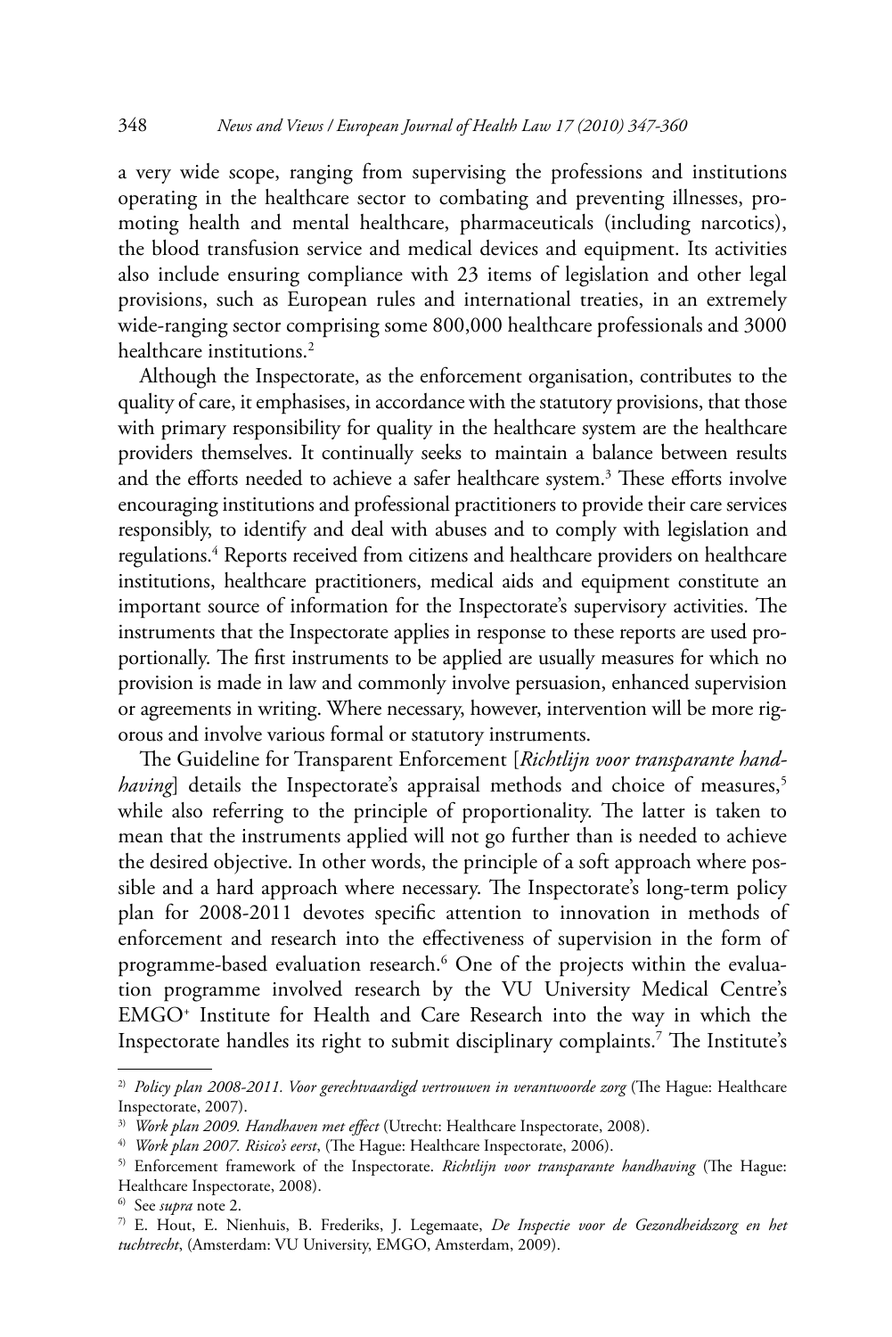a very wide scope, ranging from supervising the professions and institutions operating in the healthcare sector to combating and preventing illnesses, promoting health and mental healthcare, pharmaceuticals (including narcotics), the blood transfusion service and medical devices and equipment. Its activities also include ensuring compliance with 23 items of legislation and other legal provisions, such as European rules and international treaties, in an extremely wide-ranging sector comprising some 800,000 healthcare professionals and 3000 healthcare institutions.[2]

Although the Inspectorate, as the enforcement organisation, contributes to the quality of care, it emphasises, in accordance with the statutory provisions, that those with primary responsibility for quality in the healthcare system are the healthcare providers themselves. It continually seeks to maintain a balance between results and the efforts needed to achieve a safer healthcare system.[3] These efforts involve encouraging institutions and professional practitioners to provide their care services responsibly, to identify and deal with abuses and to comply with legislation and regulations.[4] Reports received from citizens and healthcare providers on healthcare institutions, healthcare practitioners, medical aids and equipment constitute an important source of information for the Inspectorate's supervisory activities. The instruments that the Inspectorate applies in response to these reports are used proportionally. The first instruments to be applied are usually measures for which no provision is made in law and commonly involve persuasion, enhanced supervision or agreements in writing. Where necessary, however, intervention will be more rigorous and involve various formal or statutory instruments.

The Guideline for Transparent Enforcement [*Richtlijn voor transparante handhaving*] details the Inspectorate's appraisal methods and choice of measures,[5] while also referring to the principle of proportionality. The latter is taken to mean that the instruments applied will not go further than is needed to achieve the desired objective. In other words, the principle of a soft approach where possible and a hard approach where necessary. The Inspectorate's long-term policy plan for 2008-2011 devotes specific attention to innovation in methods of enforcement and research into the effectiveness of supervision in the form of programme-based evaluation research.[6] One of the projects within the evaluation programme involved research by the VU University Medical Centre's EMGO+ Institute for Health and Care Research into the way in which the Inspectorate handles its right to submit disciplinary complaints.[7] The Institute's

---

[2] *Policy plan 2008-2011. Voor gerechtvaardigd vertrouwen in verantwoorde zorg* (The Hague: Healthcare Inspectorate, 2007).

[3] *Work plan 2009. Handhaven met effect* (Utrecht: Healthcare Inspectorate, 2008).

[4] *Work plan 2007. Risico's eerst*, (The Hague: Healthcare Inspectorate, 2006).

[5] Enforcement framework of the Inspectorate. *Richtlijn voor transparante handhaving* (The Hague: Healthcare Inspectorate, 2008).

[6] See *supra* note 2.

[7] E. Hout, E. Nienhuis, B. Frederiks, J. Legemaate, *De Inspectie voor de Gezondheidszorg en het tuchtrecht*, (Amsterdam: VU University, EMGO, Amsterdam, 2009).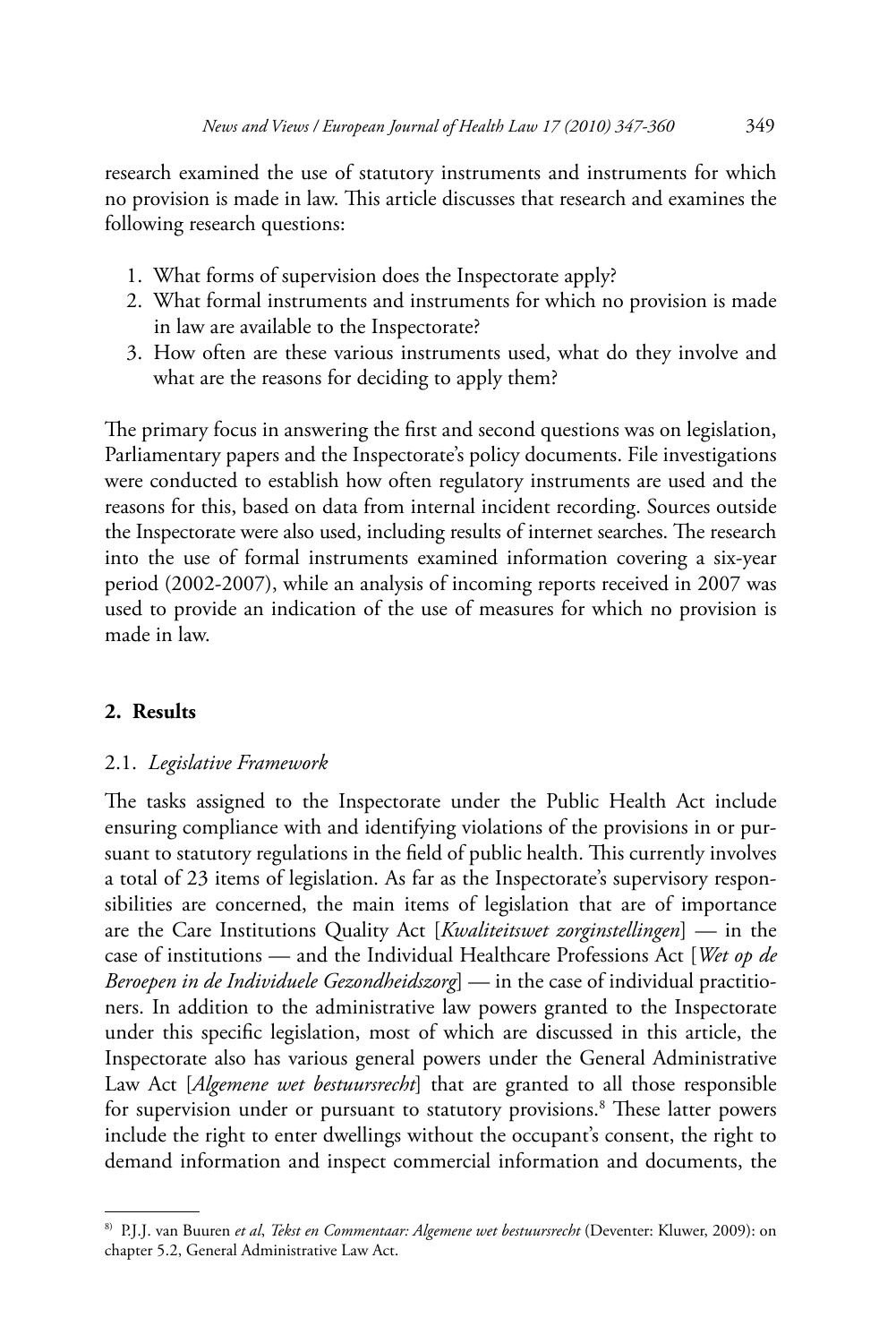research examined the use of statutory instruments and instruments for which no provision is made in law. This article discusses that research and examines the following research questions:

1. What forms of supervision does the Inspectorate apply?
2. What formal instruments and instruments for which no provision is made in law are available to the Inspectorate?
3. How often are these various instruments used, what do they involve and what are the reasons for deciding to apply them?

The primary focus in answering the first and second questions was on legislation, Parliamentary papers and the Inspectorate's policy documents. File investigations were conducted to establish how often regulatory instruments are used and the reasons for this, based on data from internal incident recording. Sources outside the Inspectorate were also used, including results of internet searches. The research into the use of formal instruments examined information covering a six-year period (2002-2007), while an analysis of incoming reports received in 2007 was used to provide an indication of the use of measures for which no provision is made in law.

## 2. Results

### 2.1. *Legislative Framework*

The tasks assigned to the Inspectorate under the Public Health Act include ensuring compliance with and identifying violations of the provisions in or pursuant to statutory regulations in the field of public health. This currently involves a total of 23 items of legislation. As far as the Inspectorate's supervisory responsibilities are concerned, the main items of legislation that are of importance are the Care Institutions Quality Act [*Kwaliteitswet zorginstellingen*] — in the case of institutions — and the Individual Healthcare Professions Act [*Wet op de Beroepen in de Individuele Gezondheidszorg*] — in the case of individual practitioners. In addition to the administrative law powers granted to the Inspectorate under this specific legislation, most of which are discussed in this article, the Inspectorate also has various general powers under the General Administrative Law Act [*Algemene wet bestuursrecht*] that are granted to all those responsible for supervision under or pursuant to statutory provisions.[8] These latter powers include the right to enter dwellings without the occupant's consent, the right to demand information and inspect commercial information and documents, the

---

[8]) P.J.J. van Buuren *et al*, *Tekst en Commentaar: Algemene wet bestuursrecht* (Deventer: Kluwer, 2009): on chapter 5.2, General Administrative Law Act.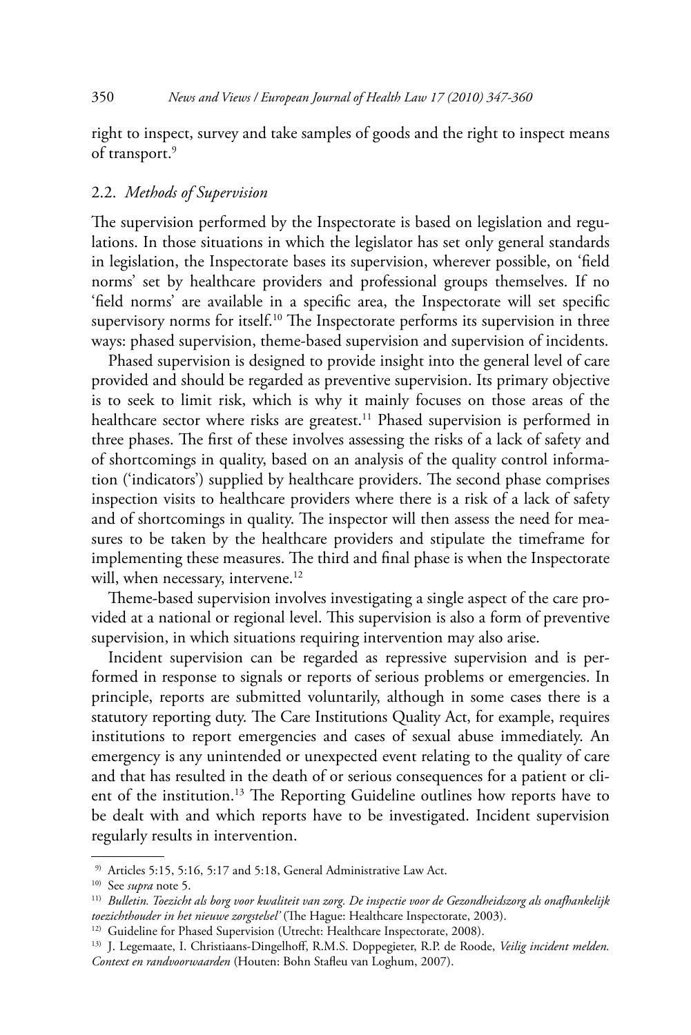right to inspect, survey and take samples of goods and the right to inspect means of transport.[9]

### 2.2. *Methods of Supervision*

The supervision performed by the Inspectorate is based on legislation and regulations. In those situations in which the legislator has set only general standards in legislation, the Inspectorate bases its supervision, wherever possible, on 'field norms' set by healthcare providers and professional groups themselves. If no 'field norms' are available in a specific area, the Inspectorate will set specific supervisory norms for itself.[10] The Inspectorate performs its supervision in three ways: phased supervision, theme-based supervision and supervision of incidents.

Phased supervision is designed to provide insight into the general level of care provided and should be regarded as preventive supervision. Its primary objective is to seek to limit risk, which is why it mainly focuses on those areas of the healthcare sector where risks are greatest.[11] Phased supervision is performed in three phases. The first of these involves assessing the risks of a lack of safety and of shortcomings in quality, based on an analysis of the quality control information ('indicators') supplied by healthcare providers. The second phase comprises inspection visits to healthcare providers where there is a risk of a lack of safety and of shortcomings in quality. The inspector will then assess the need for measures to be taken by the healthcare providers and stipulate the timeframe for implementing these measures. The third and final phase is when the Inspectorate will, when necessary, intervene.[12]

Theme-based supervision involves investigating a single aspect of the care provided at a national or regional level. This supervision is also a form of preventive supervision, in which situations requiring intervention may also arise.

Incident supervision can be regarded as repressive supervision and is performed in response to signals or reports of serious problems or emergencies. In principle, reports are submitted voluntarily, although in some cases there is a statutory reporting duty. The Care Institutions Quality Act, for example, requires institutions to report emergencies and cases of sexual abuse immediately. An emergency is any unintended or unexpected event relating to the quality of care and that has resulted in the death of or serious consequences for a patient or client of the institution.[13] The Reporting Guideline outlines how reports have to be dealt with and which reports have to be investigated. Incident supervision regularly results in intervention.

---

9) Articles 5:15, 5:16, 5:17 and 5:18, General Administrative Law Act.

10) See *supra* note 5.

11) *Bulletin. Toezicht als borg voor kwaliteit van zorg. De inspectie voor de Gezondheidszorg als onafhankelijk toezichthouder in het nieuwe zorgstelsel'* (The Hague: Healthcare Inspectorate, 2003).

12) Guideline for Phased Supervision (Utrecht: Healthcare Inspectorate, 2008).

13) J. Legemaate, I. Christiaans-Dingelhoff, R.M.S. Doppegieter, R.P. de Roode, *Veilig incident melden. Context en randvoorwaarden* (Houten: Bohn Stafleu van Loghum, 2007).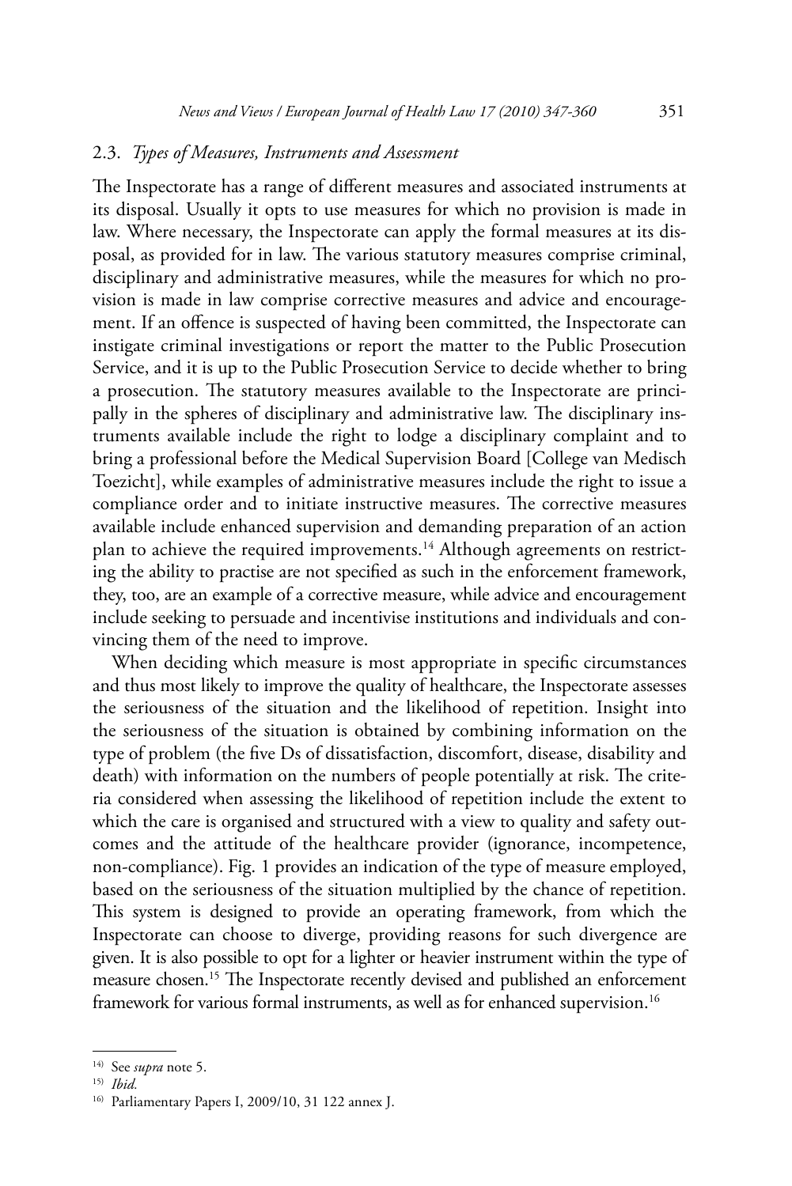### 2.3. *Types of Measures, Instruments and Assessment*

The Inspectorate has a range of different measures and associated instruments at its disposal. Usually it opts to use measures for which no provision is made in law. Where necessary, the Inspectorate can apply the formal measures at its disposal, as provided for in law. The various statutory measures comprise criminal, disciplinary and administrative measures, while the measures for which no provision is made in law comprise corrective measures and advice and encouragement. If an offence is suspected of having been committed, the Inspectorate can instigate criminal investigations or report the matter to the Public Prosecution Service, and it is up to the Public Prosecution Service to decide whether to bring a prosecution. The statutory measures available to the Inspectorate are principally in the spheres of disciplinary and administrative law. The disciplinary instruments available include the right to lodge a disciplinary complaint and to bring a professional before the Medical Supervision Board [College van Medisch Toezicht], while examples of administrative measures include the right to issue a compliance order and to initiate instructive measures. The corrective measures available include enhanced supervision and demanding preparation of an action plan to achieve the required improvements.[14] Although agreements on restricting the ability to practise are not specified as such in the enforcement framework, they, too, are an example of a corrective measure, while advice and encouragement include seeking to persuade and incentivise institutions and individuals and convincing them of the need to improve.

When deciding which measure is most appropriate in specific circumstances and thus most likely to improve the quality of healthcare, the Inspectorate assesses the seriousness of the situation and the likelihood of repetition. Insight into the seriousness of the situation is obtained by combining information on the type of problem (the five Ds of dissatisfaction, discomfort, disease, disability and death) with information on the numbers of people potentially at risk. The criteria considered when assessing the likelihood of repetition include the extent to which the care is organised and structured with a view to quality and safety outcomes and the attitude of the healthcare provider (ignorance, incompetence, non-compliance). Fig. 1 provides an indication of the type of measure employed, based on the seriousness of the situation multiplied by the chance of repetition. This system is designed to provide an operating framework, from which the Inspectorate can choose to diverge, providing reasons for such divergence are given. It is also possible to opt for a lighter or heavier instrument within the type of measure chosen.[15] The Inspectorate recently devised and published an enforcement framework for various formal instruments, as well as for enhanced supervision.[16]

---

[14] See *supra* note 5.

[15] *Ibid.*

[16] Parliamentary Papers I, 2009/10, 31 122 annex J.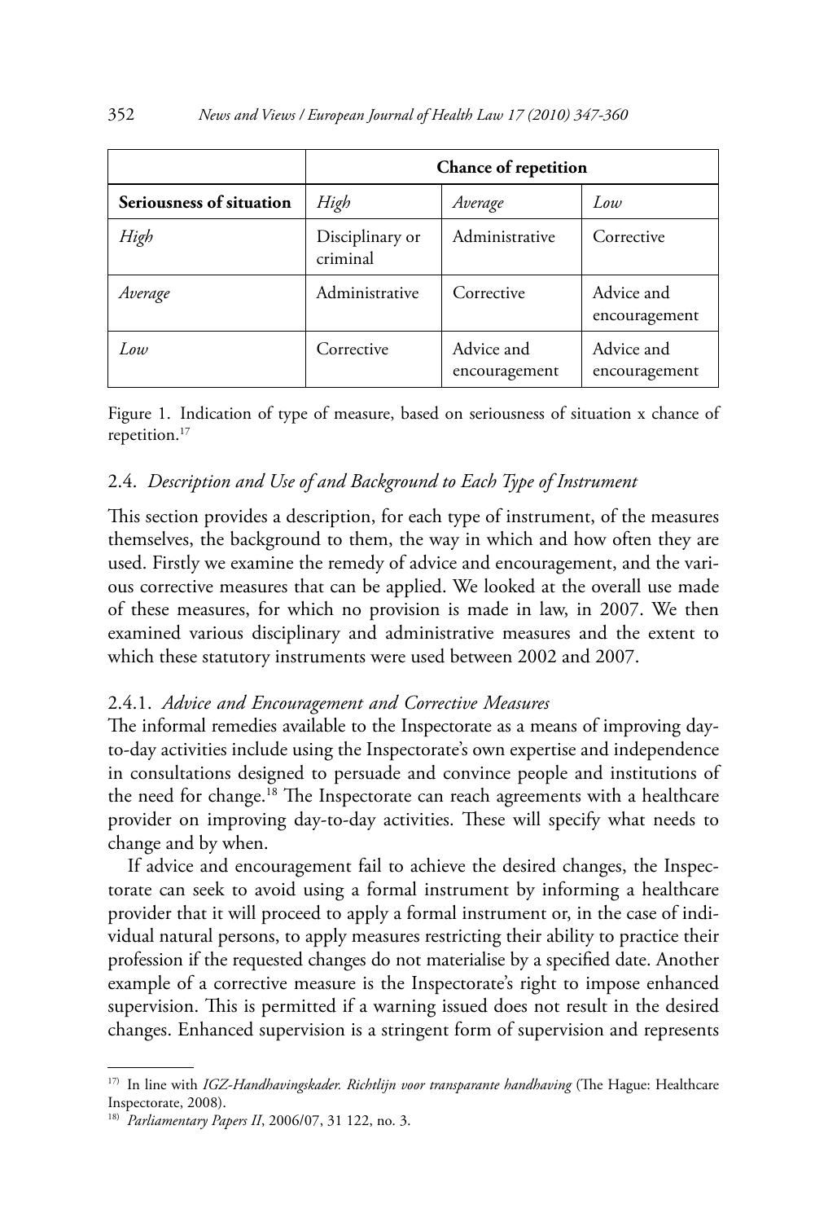| | Chance of repetition | | |
|---|---|---|---|
| **Seriousness of situation** | *High* | *Average* | *Low* |
| *High* | Disciplinary or criminal | Administrative | Corrective |
| *Average* | Administrative | Corrective | Advice and encouragement |
| *Low* | Corrective | Advice and encouragement | Advice and encouragement |

Figure 1. Indication of type of measure, based on seriousness of situation x chance of repetition.[17]

### 2.4. *Description and Use of and Background to Each Type of Instrument*

This section provides a description, for each type of instrument, of the measures themselves, the background to them, the way in which and how often they are used. Firstly we examine the remedy of advice and encouragement, and the various corrective measures that can be applied. We looked at the overall use made of these measures, for which no provision is made in law, in 2007. We then examined various disciplinary and administrative measures and the extent to which these statutory instruments were used between 2002 and 2007.

#### 2.4.1. *Advice and Encouragement and Corrective Measures*

The informal remedies available to the Inspectorate as a means of improving day-to-day activities include using the Inspectorate's own expertise and independence in consultations designed to persuade and convince people and institutions of the need for change.[18] The Inspectorate can reach agreements with a healthcare provider on improving day-to-day activities. These will specify what needs to change and by when.

If advice and encouragement fail to achieve the desired changes, the Inspectorate can seek to avoid using a formal instrument by informing a healthcare provider that it will proceed to apply a formal instrument or, in the case of individual natural persons, to apply measures restricting their ability to practice their profession if the requested changes do not materialise by a specified date. Another example of a corrective measure is the Inspectorate's right to impose enhanced supervision. This is permitted if a warning issued does not result in the desired changes. Enhanced supervision is a stringent form of supervision and represents

---

[17] In line with *IGZ-Handhavingskader. Richtlijn voor transparante handhaving* (The Hague: Healthcare Inspectorate, 2008).

[18] *Parliamentary Papers II*, 2006/07, 31 122, no. 3.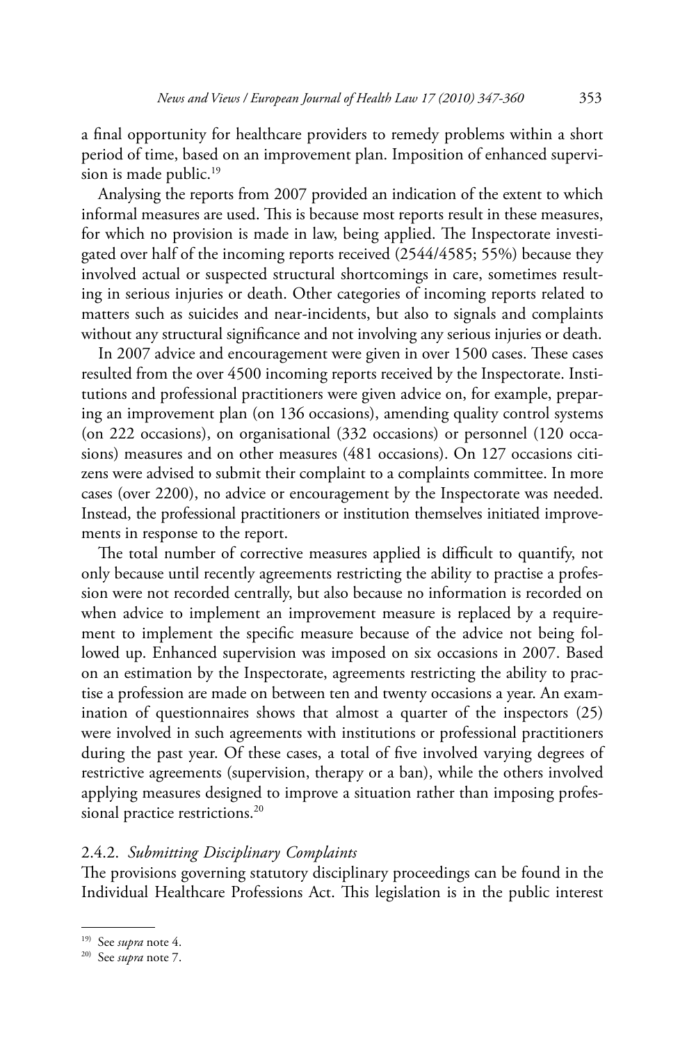a final opportunity for healthcare providers to remedy problems within a short period of time, based on an improvement plan. Imposition of enhanced supervision is made public.[19]

Analysing the reports from 2007 provided an indication of the extent to which informal measures are used. This is because most reports result in these measures, for which no provision is made in law, being applied. The Inspectorate investigated over half of the incoming reports received (2544/4585; 55%) because they involved actual or suspected structural shortcomings in care, sometimes resulting in serious injuries or death. Other categories of incoming reports related to matters such as suicides and near-incidents, but also to signals and complaints without any structural significance and not involving any serious injuries or death.

In 2007 advice and encouragement were given in over 1500 cases. These cases resulted from the over 4500 incoming reports received by the Inspectorate. Institutions and professional practitioners were given advice on, for example, preparing an improvement plan (on 136 occasions), amending quality control systems (on 222 occasions), on organisational (332 occasions) or personnel (120 occasions) measures and on other measures (481 occasions). On 127 occasions citizens were advised to submit their complaint to a complaints committee. In more cases (over 2200), no advice or encouragement by the Inspectorate was needed. Instead, the professional practitioners or institution themselves initiated improvements in response to the report.

The total number of corrective measures applied is difficult to quantify, not only because until recently agreements restricting the ability to practise a profession were not recorded centrally, but also because no information is recorded on when advice to implement an improvement measure is replaced by a requirement to implement the specific measure because of the advice not being followed up. Enhanced supervision was imposed on six occasions in 2007. Based on an estimation by the Inspectorate, agreements restricting the ability to practise a profession are made on between ten and twenty occasions a year. An examination of questionnaires shows that almost a quarter of the inspectors (25) were involved in such agreements with institutions or professional practitioners during the past year. Of these cases, a total of five involved varying degrees of restrictive agreements (supervision, therapy or a ban), while the others involved applying measures designed to improve a situation rather than imposing professional practice restrictions.[20]

#### 2.4.2. *Submitting Disciplinary Complaints*

The provisions governing statutory disciplinary proceedings can be found in the Individual Healthcare Professions Act. This legislation is in the public interest

---

[19] See *supra* note 4.

[20] See *supra* note 7.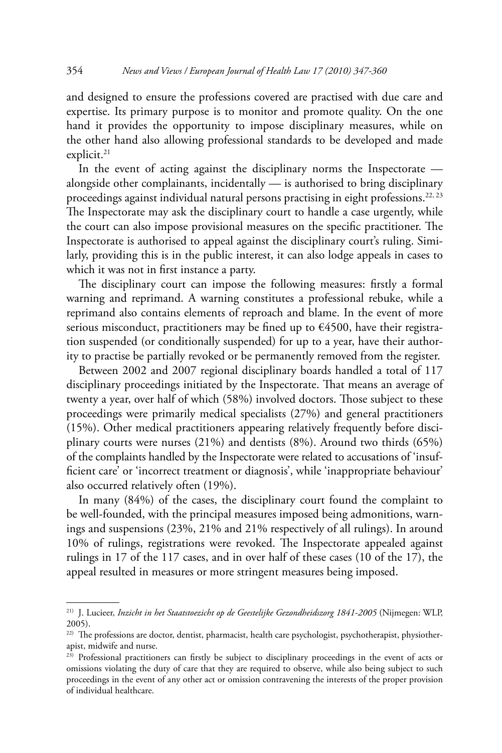and designed to ensure the professions covered are practised with due care and expertise. Its primary purpose is to monitor and promote quality. On the one hand it provides the opportunity to impose disciplinary measures, while on the other hand also allowing professional standards to be developed and made explicit.[21]

In the event of acting against the disciplinary norms the Inspectorate — alongside other complainants, incidentally — is authorised to bring disciplinary proceedings against individual natural persons practising in eight professions.[22, 23] The Inspectorate may ask the disciplinary court to handle a case urgently, while the court can also impose provisional measures on the specific practitioner. The Inspectorate is authorised to appeal against the disciplinary court's ruling. Similarly, providing this is in the public interest, it can also lodge appeals in cases to which it was not in first instance a party.

The disciplinary court can impose the following measures: firstly a formal warning and reprimand. A warning constitutes a professional rebuke, while a reprimand also contains elements of reproach and blame. In the event of more serious misconduct, practitioners may be fined up to €4500, have their registration suspended (or conditionally suspended) for up to a year, have their authority to practise be partially revoked or be permanently removed from the register.

Between 2002 and 2007 regional disciplinary boards handled a total of 117 disciplinary proceedings initiated by the Inspectorate. That means an average of twenty a year, over half of which (58%) involved doctors. Those subject to these proceedings were primarily medical specialists (27%) and general practitioners (15%). Other medical practitioners appearing relatively frequently before disciplinary courts were nurses (21%) and dentists (8%). Around two thirds (65%) of the complaints handled by the Inspectorate were related to accusations of 'insufficient care' or 'incorrect treatment or diagnosis', while 'inappropriate behaviour' also occurred relatively often (19%).

In many (84%) of the cases, the disciplinary court found the complaint to be well-founded, with the principal measures imposed being admonitions, warnings and suspensions (23%, 21% and 21% respectively of all rulings). In around 10% of rulings, registrations were revoked. The Inspectorate appealed against rulings in 17 of the 117 cases, and in over half of these cases (10 of the 17), the appeal resulted in measures or more stringent measures being imposed.

---

[21] J. Lucieer, *Inzicht in het Staatstoezicht op de Geestelijke Gezondheidszorg 1841-2005* (Nijmegen: WLP, 2005).

[22] The professions are doctor, dentist, pharmacist, health care psychologist, psychotherapist, physiotherapist, midwife and nurse.

[23] Professional practitioners can firstly be subject to disciplinary proceedings in the event of acts or omissions violating the duty of care that they are required to observe, while also being subject to such proceedings in the event of any other act or omission contravening the interests of the proper provision of individual healthcare.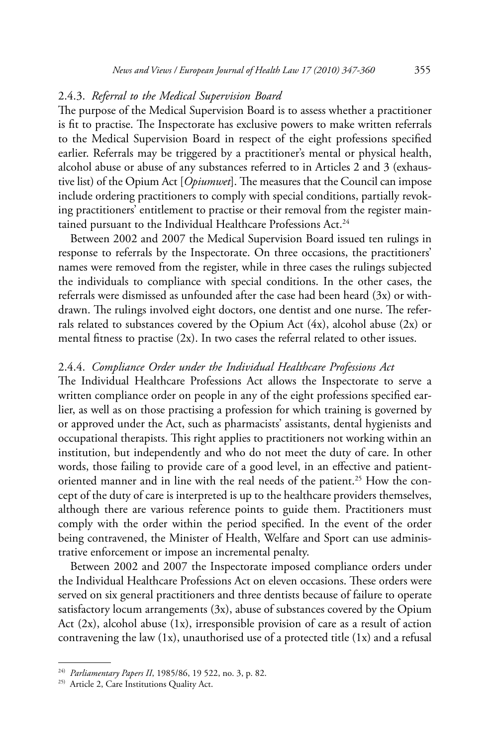### 2.4.3. *Referral to the Medical Supervision Board*

The purpose of the Medical Supervision Board is to assess whether a practitioner is fit to practise. The Inspectorate has exclusive powers to make written referrals to the Medical Supervision Board in respect of the eight professions specified earlier. Referrals may be triggered by a practitioner's mental or physical health, alcohol abuse or abuse of any substances referred to in Articles 2 and 3 (exhaustive list) of the Opium Act [*Opiumwet*]. The measures that the Council can impose include ordering practitioners to comply with special conditions, partially revoking practitioners' entitlement to practise or their removal from the register maintained pursuant to the Individual Healthcare Professions Act.[24]

Between 2002 and 2007 the Medical Supervision Board issued ten rulings in response to referrals by the Inspectorate. On three occasions, the practitioners' names were removed from the register, while in three cases the rulings subjected the individuals to compliance with special conditions. In the other cases, the referrals were dismissed as unfounded after the case had been heard (3x) or withdrawn. The rulings involved eight doctors, one dentist and one nurse. The referrals related to substances covered by the Opium Act (4x), alcohol abuse (2x) or mental fitness to practise (2x). In two cases the referral related to other issues.

### 2.4.4. *Compliance Order under the Individual Healthcare Professions Act*

The Individual Healthcare Professions Act allows the Inspectorate to serve a written compliance order on people in any of the eight professions specified earlier, as well as on those practising a profession for which training is governed by or approved under the Act, such as pharmacists' assistants, dental hygienists and occupational therapists. This right applies to practitioners not working within an institution, but independently and who do not meet the duty of care. In other words, those failing to provide care of a good level, in an effective and patient-oriented manner and in line with the real needs of the patient.[25] How the concept of the duty of care is interpreted is up to the healthcare providers themselves, although there are various reference points to guide them. Practitioners must comply with the order within the period specified. In the event of the order being contravened, the Minister of Health, Welfare and Sport can use administrative enforcement or impose an incremental penalty.

Between 2002 and 2007 the Inspectorate imposed compliance orders under the Individual Healthcare Professions Act on eleven occasions. These orders were served on six general practitioners and three dentists because of failure to operate satisfactory locum arrangements (3x), abuse of substances covered by the Opium Act (2x), alcohol abuse (1x), irresponsible provision of care as a result of action contravening the law (1x), unauthorised use of a protected title (1x) and a refusal

---

[24] *Parliamentary Papers II*, 1985/86, 19 522, no. 3, p. 82.

[25] Article 2, Care Institutions Quality Act.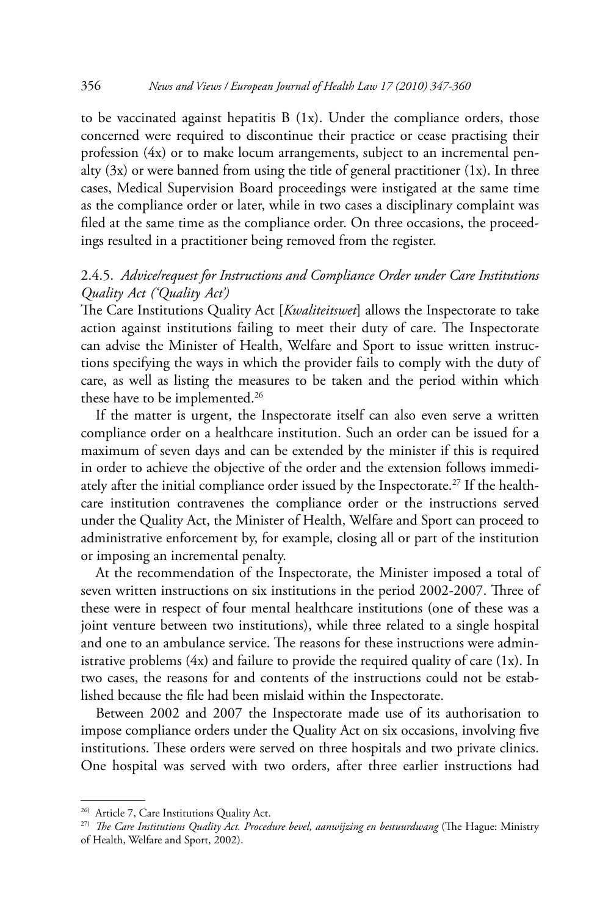to be vaccinated against hepatitis B (1x). Under the compliance orders, those concerned were required to discontinue their practice or cease practising their profession (4x) or to make locum arrangements, subject to an incremental penalty (3x) or were banned from using the title of general practitioner (1x). In three cases, Medical Supervision Board proceedings were instigated at the same time as the compliance order or later, while in two cases a disciplinary complaint was filed at the same time as the compliance order. On three occasions, the proceedings resulted in a practitioner being removed from the register.

### 2.4.5. *Advice/request for Instructions and Compliance Order under Care Institutions Quality Act ('Quality Act')*

The Care Institutions Quality Act [*Kwaliteitswet*] allows the Inspectorate to take action against institutions failing to meet their duty of care. The Inspectorate can advise the Minister of Health, Welfare and Sport to issue written instructions specifying the ways in which the provider fails to comply with the duty of care, as well as listing the measures to be taken and the period within which these have to be implemented.[26]

If the matter is urgent, the Inspectorate itself can also even serve a written compliance order on a healthcare institution. Such an order can be issued for a maximum of seven days and can be extended by the minister if this is required in order to achieve the objective of the order and the extension follows immediately after the initial compliance order issued by the Inspectorate.[27] If the healthcare institution contravenes the compliance order or the instructions served under the Quality Act, the Minister of Health, Welfare and Sport can proceed to administrative enforcement by, for example, closing all or part of the institution or imposing an incremental penalty.

At the recommendation of the Inspectorate, the Minister imposed a total of seven written instructions on six institutions in the period 2002-2007. Three of these were in respect of four mental healthcare institutions (one of these was a joint venture between two institutions), while three related to a single hospital and one to an ambulance service. The reasons for these instructions were administrative problems (4x) and failure to provide the required quality of care (1x). In two cases, the reasons for and contents of the instructions could not be established because the file had been mislaid within the Inspectorate.

Between 2002 and 2007 the Inspectorate made use of its authorisation to impose compliance orders under the Quality Act on six occasions, involving five institutions. These orders were served on three hospitals and two private clinics. One hospital was served with two orders, after three earlier instructions had

---

[26] Article 7, Care Institutions Quality Act.

[27] *The Care Institutions Quality Act. Procedure bevel, aanwijzing en bestuurdwang* (The Hague: Ministry of Health, Welfare and Sport, 2002).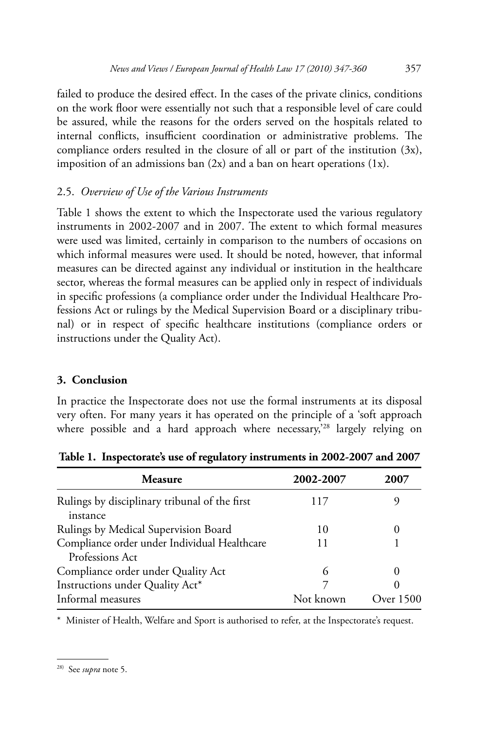failed to produce the desired effect. In the cases of the private clinics, conditions on the work floor were essentially not such that a responsible level of care could be assured, while the reasons for the orders served on the hospitals related to internal conflicts, insufficient coordination or administrative problems. The compliance orders resulted in the closure of all or part of the institution (3x), imposition of an admissions ban (2x) and a ban on heart operations (1x).

### 2.5. *Overview of Use of the Various Instruments*

Table 1 shows the extent to which the Inspectorate used the various regulatory instruments in 2002-2007 and in 2007. The extent to which formal measures were used was limited, certainly in comparison to the numbers of occasions on which informal measures were used. It should be noted, however, that informal measures can be directed against any individual or institution in the healthcare sector, whereas the formal measures can be applied only in respect of individuals in specific professions (a compliance order under the Individual Healthcare Professions Act or rulings by the Medical Supervision Board or a disciplinary tribunal) or in respect of specific healthcare institutions (compliance orders or instructions under the Quality Act).

## 3. Conclusion

In practice the Inspectorate does not use the formal instruments at its disposal very often. For many years it has operated on the principle of a 'soft approach where possible and a hard approach where necessary,'[28] largely relying on

**Table 1. Inspectorate's use of regulatory instruments in 2002-2007 and 2007**

| Measure | 2002-2007 | 2007 |
|---|---|---|
| Rulings by disciplinary tribunal of the first instance | 117 | 9 |
| Rulings by Medical Supervision Board | 10 | 0 |
| Compliance order under Individual Healthcare Professions Act | 11 | 1 |
| Compliance order under Quality Act | 6 | 0 |
| Instructions under Quality Act* | 7 | 0 |
| Informal measures | Not known | Over 1500 |

* Minister of Health, Welfare and Sport is authorised to refer, at the Inspectorate's request.

[28] See *supra* note 5.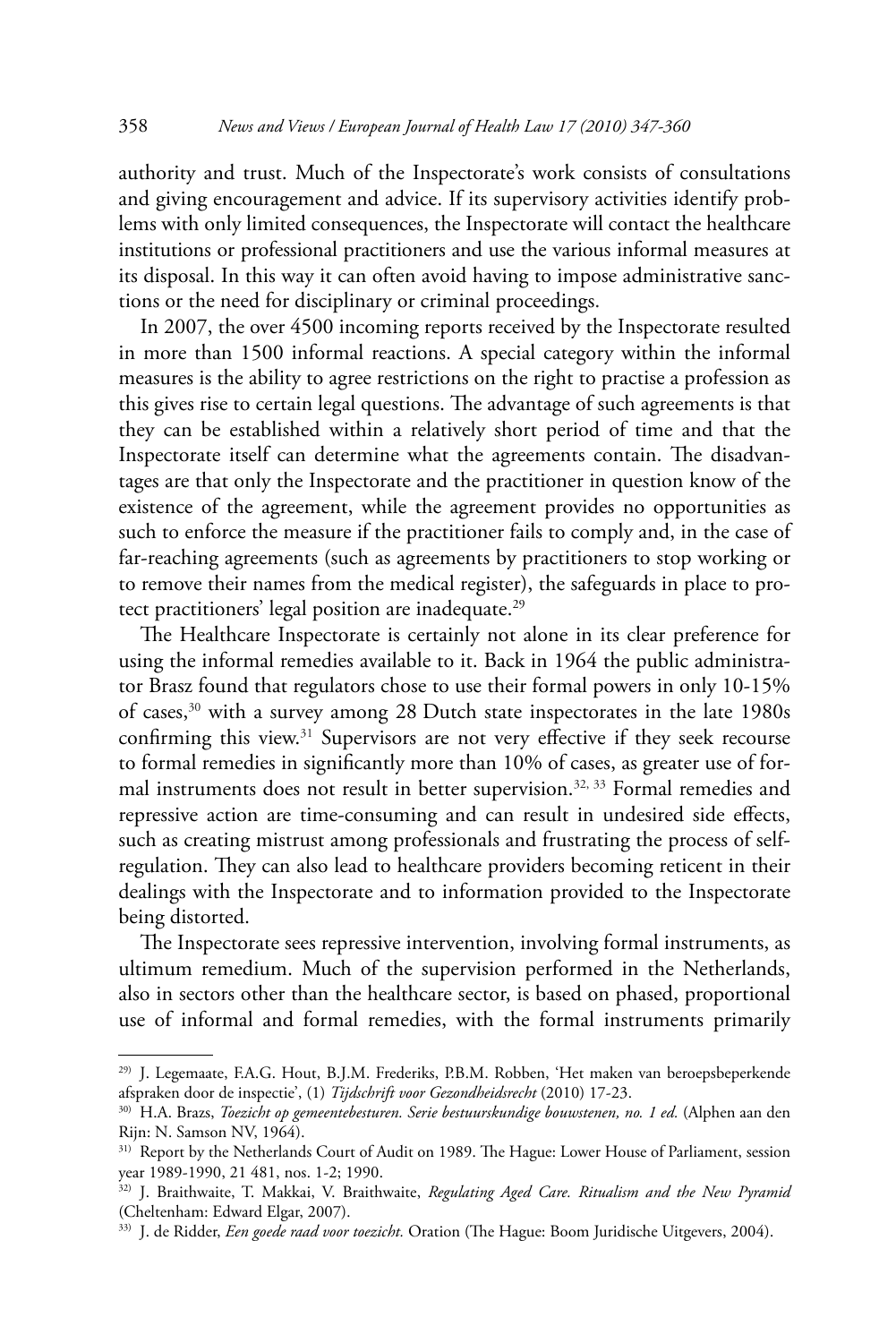authority and trust. Much of the Inspectorate's work consists of consultations and giving encouragement and advice. If its supervisory activities identify problems with only limited consequences, the Inspectorate will contact the healthcare institutions or professional practitioners and use the various informal measures at its disposal. In this way it can often avoid having to impose administrative sanctions or the need for disciplinary or criminal proceedings.

In 2007, the over 4500 incoming reports received by the Inspectorate resulted in more than 1500 informal reactions. A special category within the informal measures is the ability to agree restrictions on the right to practise a profession as this gives rise to certain legal questions. The advantage of such agreements is that they can be established within a relatively short period of time and that the Inspectorate itself can determine what the agreements contain. The disadvantages are that only the Inspectorate and the practitioner in question know of the existence of the agreement, while the agreement provides no opportunities as such to enforce the measure if the practitioner fails to comply and, in the case of far-reaching agreements (such as agreements by practitioners to stop working or to remove their names from the medical register), the safeguards in place to protect practitioners' legal position are inadequate.[29]

The Healthcare Inspectorate is certainly not alone in its clear preference for using the informal remedies available to it. Back in 1964 the public administrator Brasz found that regulators chose to use their formal powers in only 10-15% of cases,[30] with a survey among 28 Dutch state inspectorates in the late 1980s confirming this view.[31] Supervisors are not very effective if they seek recourse to formal remedies in significantly more than 10% of cases, as greater use of formal instruments does not result in better supervision.[32, 33] Formal remedies and repressive action are time-consuming and can result in undesired side effects, such as creating mistrust among professionals and frustrating the process of self-regulation. They can also lead to healthcare providers becoming reticent in their dealings with the Inspectorate and to information provided to the Inspectorate being distorted.

The Inspectorate sees repressive intervention, involving formal instruments, as ultimum remedium. Much of the supervision performed in the Netherlands, also in sectors other than the healthcare sector, is based on phased, proportional use of informal and formal remedies, with the formal instruments primarily

---

[29] J. Legemaate, F.A.G. Hout, B.J.M. Frederiks, P.B.M. Robben, 'Het maken van beroepsbeperkende afspraken door de inspectie', (1) *Tijdschrift voor Gezondheidsrecht* (2010) 17-23.

[30] H.A. Brazs, *Toezicht op gemeentebesturen. Serie bestuurskundige bouwstenen, no. 1 ed.* (Alphen aan den Rijn: N. Samson NV, 1964).

[31] Report by the Netherlands Court of Audit on 1989. The Hague: Lower House of Parliament, session year 1989-1990, 21 481, nos. 1-2; 1990.

[32] J. Braithwaite, T. Makkai, V. Braithwaite, *Regulating Aged Care. Ritualism and the New Pyramid* (Cheltenham: Edward Elgar, 2007).

[33] J. de Ridder, *Een goede raad voor toezicht.* Oration (The Hague: Boom Juridische Uitgevers, 2004).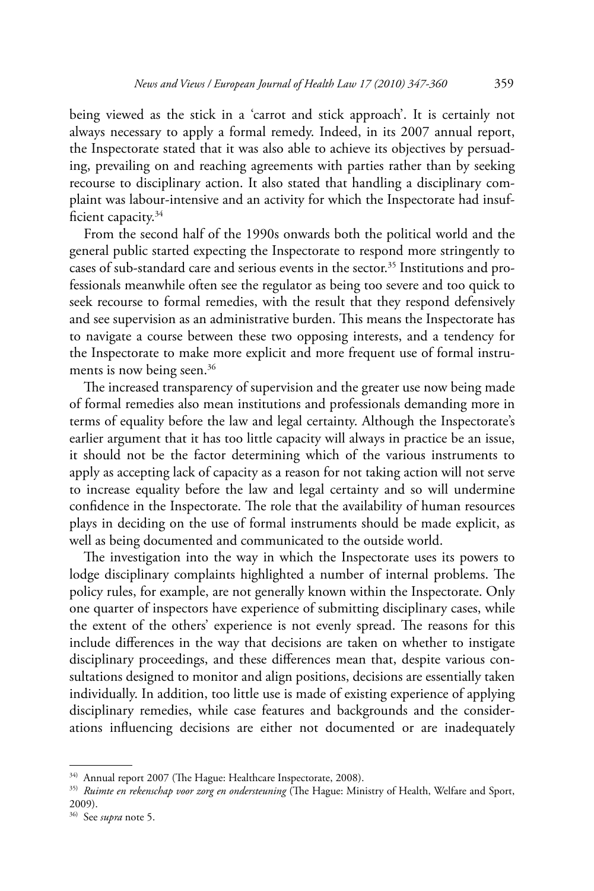being viewed as the stick in a 'carrot and stick approach'. It is certainly not always necessary to apply a formal remedy. Indeed, in its 2007 annual report, the Inspectorate stated that it was also able to achieve its objectives by persuading, prevailing on and reaching agreements with parties rather than by seeking recourse to disciplinary action. It also stated that handling a disciplinary complaint was labour-intensive and an activity for which the Inspectorate had insufficient capacity.[34]

From the second half of the 1990s onwards both the political world and the general public started expecting the Inspectorate to respond more stringently to cases of sub-standard care and serious events in the sector.[35] Institutions and professionals meanwhile often see the regulator as being too severe and too quick to seek recourse to formal remedies, with the result that they respond defensively and see supervision as an administrative burden. This means the Inspectorate has to navigate a course between these two opposing interests, and a tendency for the Inspectorate to make more explicit and more frequent use of formal instruments is now being seen.[36]

The increased transparency of supervision and the greater use now being made of formal remedies also mean institutions and professionals demanding more in terms of equality before the law and legal certainty. Although the Inspectorate's earlier argument that it has too little capacity will always in practice be an issue, it should not be the factor determining which of the various instruments to apply as accepting lack of capacity as a reason for not taking action will not serve to increase equality before the law and legal certainty and so will undermine confidence in the Inspectorate. The role that the availability of human resources plays in deciding on the use of formal instruments should be made explicit, as well as being documented and communicated to the outside world.

The investigation into the way in which the Inspectorate uses its powers to lodge disciplinary complaints highlighted a number of internal problems. The policy rules, for example, are not generally known within the Inspectorate. Only one quarter of inspectors have experience of submitting disciplinary cases, while the extent of the others' experience is not evenly spread. The reasons for this include differences in the way that decisions are taken on whether to instigate disciplinary proceedings, and these differences mean that, despite various consultations designed to monitor and align positions, decisions are essentially taken individually. In addition, too little use is made of existing experience of applying disciplinary remedies, while case features and backgrounds and the considerations influencing decisions are either not documented or are inadequately

---

[34] Annual report 2007 (The Hague: Healthcare Inspectorate, 2008).

[35] *Ruimte en rekenschap voor zorg en ondersteuning* (The Hague: Ministry of Health, Welfare and Sport, 2009).

[36] See *supra* note 5.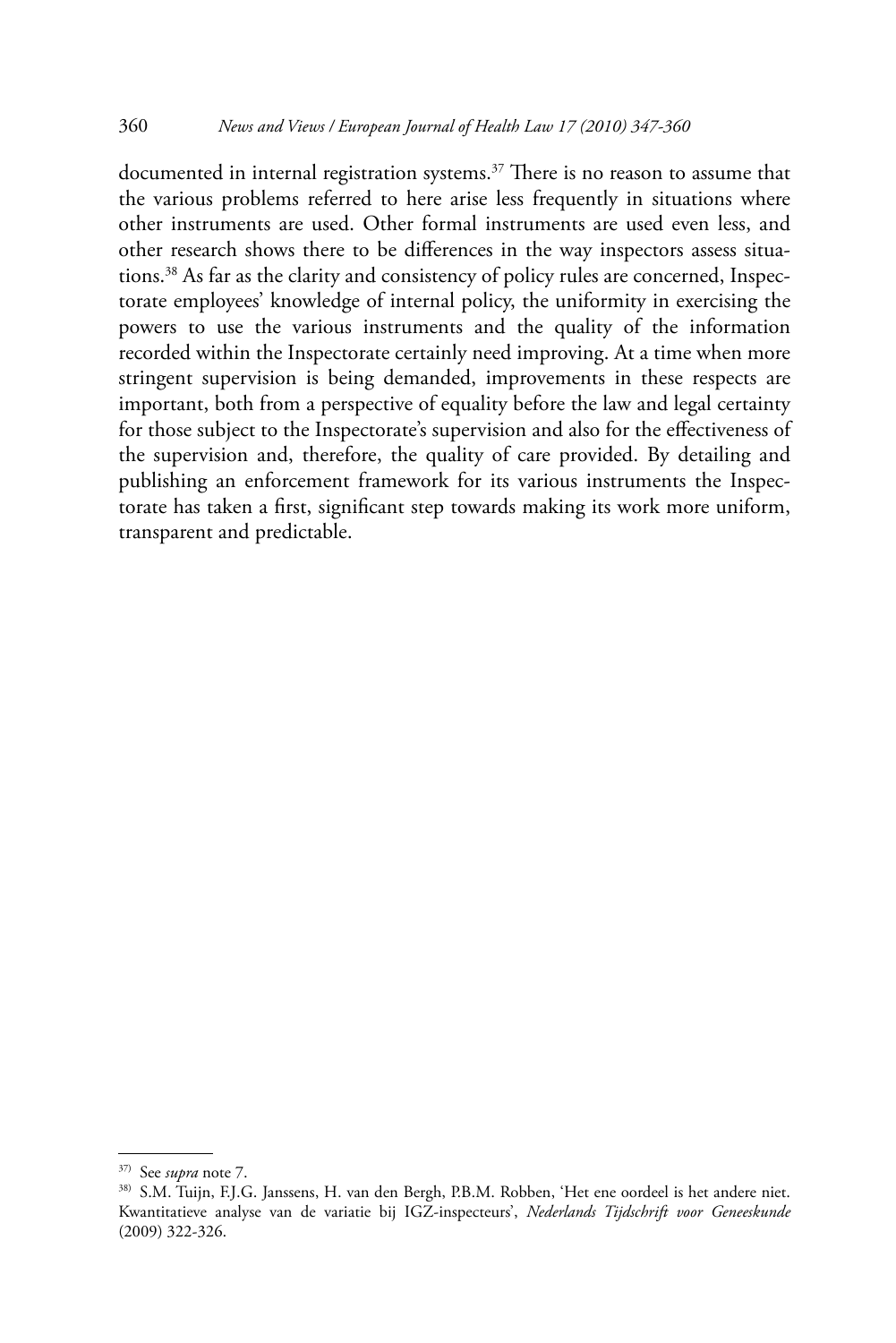documented in internal registration systems.[37] There is no reason to assume that the various problems referred to here arise less frequently in situations where other instruments are used. Other formal instruments are used even less, and other research shows there to be differences in the way inspectors assess situations.[38] As far as the clarity and consistency of policy rules are concerned, Inspectorate employees' knowledge of internal policy, the uniformity in exercising the powers to use the various instruments and the quality of the information recorded within the Inspectorate certainly need improving. At a time when more stringent supervision is being demanded, improvements in these respects are important, both from a perspective of equality before the law and legal certainty for those subject to the Inspectorate's supervision and also for the effectiveness of the supervision and, therefore, the quality of care provided. By detailing and publishing an enforcement framework for its various instruments the Inspectorate has taken a first, significant step towards making its work more uniform, transparent and predictable.

---

[37] See *supra* note 7.

[38] S.M. Tuijn, F.J.G. Janssens, H. van den Bergh, P.B.M. Robben, 'Het ene oordeel is het andere niet. Kwantitatieve analyse van de variatie bij IGZ-inspecteurs', *Nederlands Tijdschrift voor Geneeskunde* (2009) 322-326.